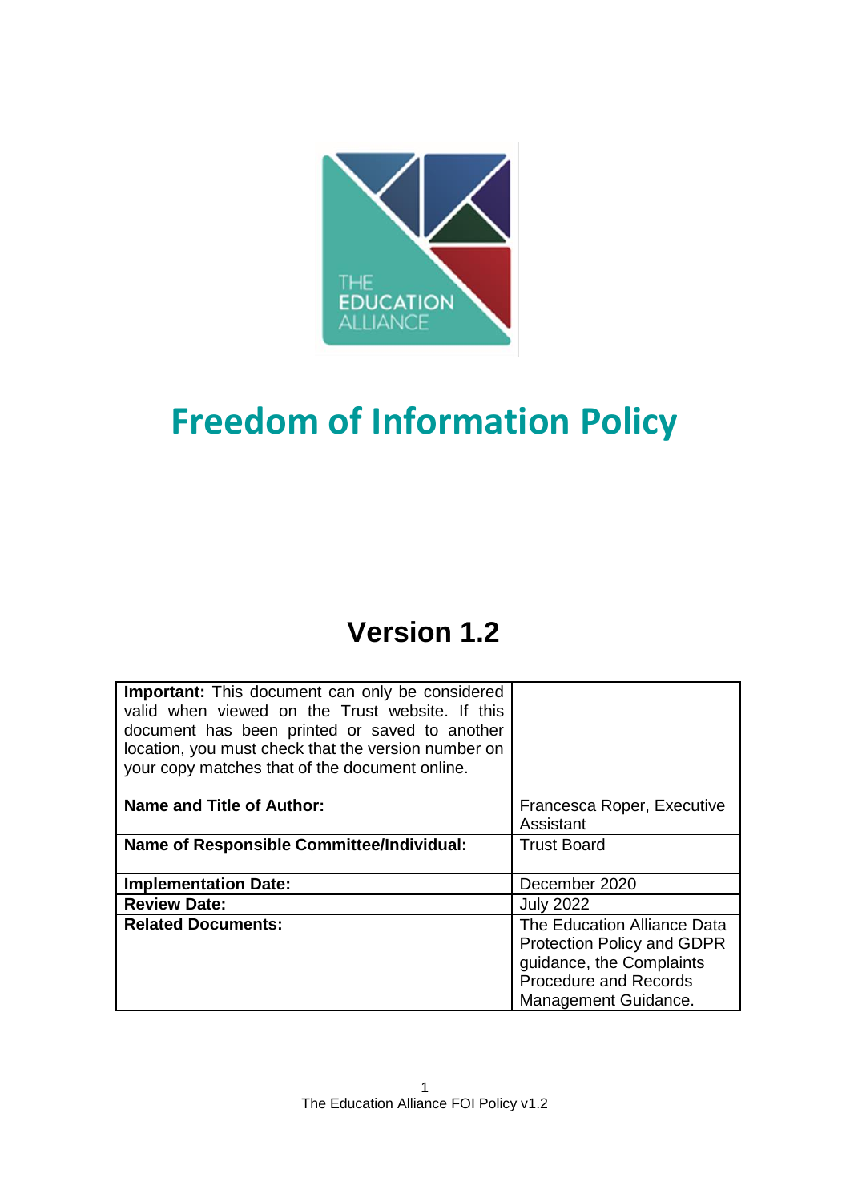THE EDUCATION ALLIANCE

# Freedom of Information Policy

## Version 1.2

| **Important:** This document can only be considered valid when viewed on the Trust website. If this document has been printed or saved to another location, you must check that the version number on your copy matches that of the document online. | |
|---|---|
| **Name and Title of Author:** | Francesca Roper, Executive Assistant |
| **Name of Responsible Committee/Individual:** | Trust Board |
| **Implementation Date:** | December 2020 |
| **Review Date:** | July 2022 |
| **Related Documents:** | The Education Alliance Data Protection Policy and GDPR guidance, the Complaints Procedure and Records Management Guidance. |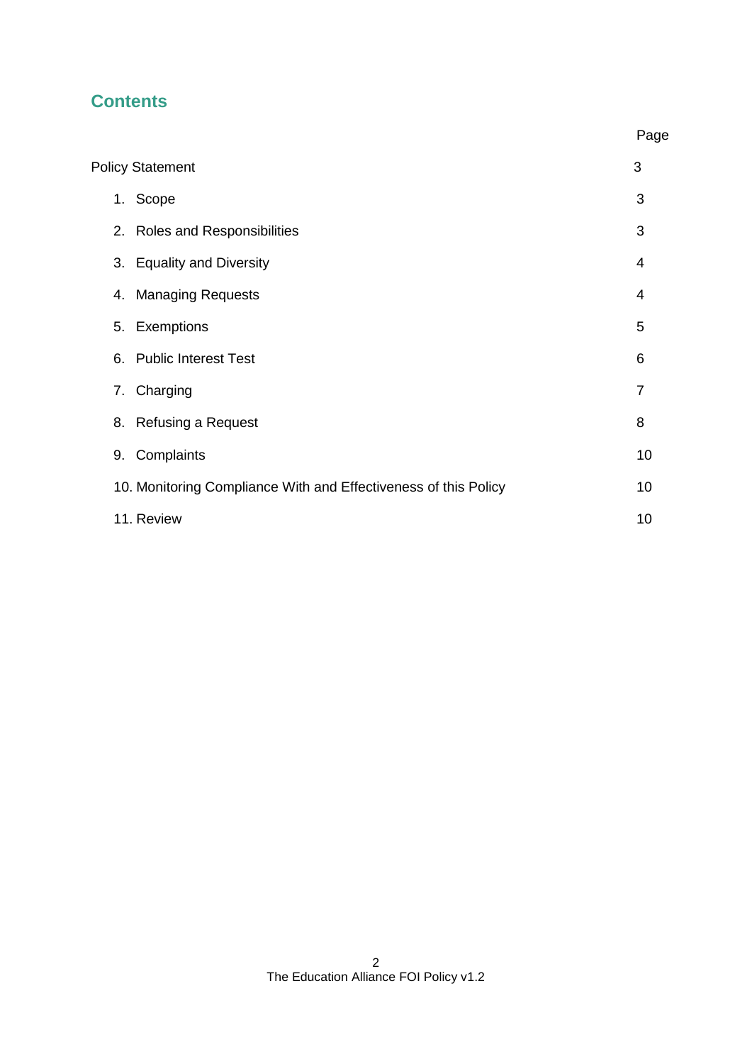## Contents

| | Page |
|---|---|
| Policy Statement | 3 |
| 1. Scope | 3 |
| 2. Roles and Responsibilities | 3 |
| 3. Equality and Diversity | 4 |
| 4. Managing Requests | 4 |
| 5. Exemptions | 5 |
| 6. Public Interest Test | 6 |
| 7. Charging | 7 |
| 8. Refusing a Request | 8 |
| 9. Complaints | 10 |
| 10. Monitoring Compliance With and Effectiveness of this Policy | 10 |
| 11. Review | 10 |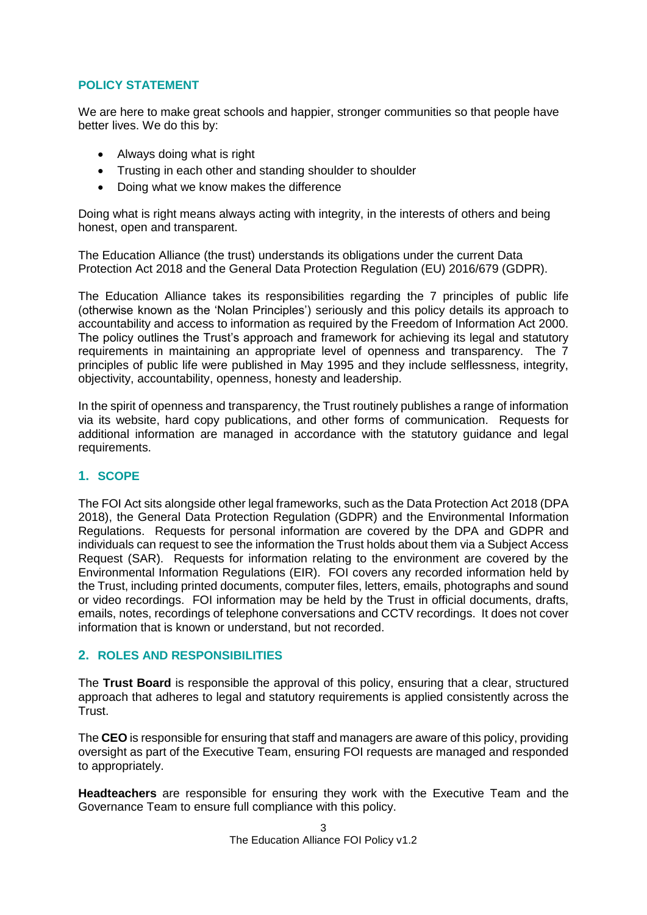## POLICY STATEMENT

We are here to make great schools and happier, stronger communities so that people have better lives. We do this by:

- Always doing what is right
- Trusting in each other and standing shoulder to shoulder
- Doing what we know makes the difference

Doing what is right means always acting with integrity, in the interests of others and being honest, open and transparent.

The Education Alliance (the trust) understands its obligations under the current Data Protection Act 2018 and the General Data Protection Regulation (EU) 2016/679 (GDPR).

The Education Alliance takes its responsibilities regarding the 7 principles of public life (otherwise known as the 'Nolan Principles') seriously and this policy details its approach to accountability and access to information as required by the Freedom of Information Act 2000. The policy outlines the Trust's approach and framework for achieving its legal and statutory requirements in maintaining an appropriate level of openness and transparency. The 7 principles of public life were published in May 1995 and they include selflessness, integrity, objectivity, accountability, openness, honesty and leadership.

In the spirit of openness and transparency, the Trust routinely publishes a range of information via its website, hard copy publications, and other forms of communication. Requests for additional information are managed in accordance with the statutory guidance and legal requirements.

## 1. SCOPE

The FOI Act sits alongside other legal frameworks, such as the Data Protection Act 2018 (DPA 2018), the General Data Protection Regulation (GDPR) and the Environmental Information Regulations. Requests for personal information are covered by the DPA and GDPR and individuals can request to see the information the Trust holds about them via a Subject Access Request (SAR). Requests for information relating to the environment are covered by the Environmental Information Regulations (EIR). FOI covers any recorded information held by the Trust, including printed documents, computer files, letters, emails, photographs and sound or video recordings. FOI information may be held by the Trust in official documents, drafts, emails, notes, recordings of telephone conversations and CCTV recordings. It does not cover information that is known or understand, but not recorded.

## 2. ROLES AND RESPONSIBILITIES

The **Trust Board** is responsible the approval of this policy, ensuring that a clear, structured approach that adheres to legal and statutory requirements is applied consistently across the Trust.

The **CEO** is responsible for ensuring that staff and managers are aware of this policy, providing oversight as part of the Executive Team, ensuring FOI requests are managed and responded to appropriately.

**Headteachers** are responsible for ensuring they work with the Executive Team and the Governance Team to ensure full compliance with this policy.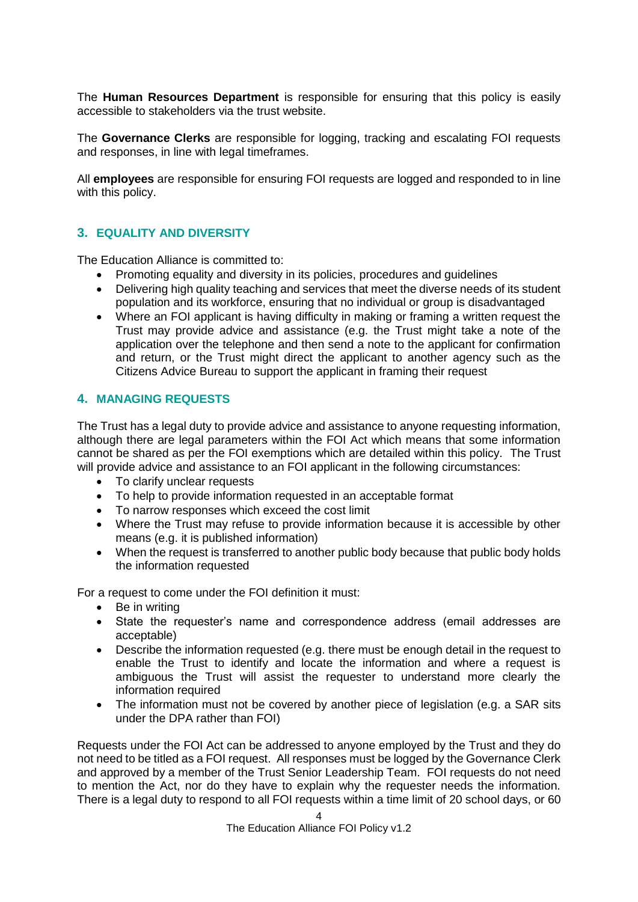The **Human Resources Department** is responsible for ensuring that this policy is easily accessible to stakeholders via the trust website.

The **Governance Clerks** are responsible for logging, tracking and escalating FOI requests and responses, in line with legal timeframes.

All **employees** are responsible for ensuring FOI requests are logged and responded to in line with this policy.

## 3. EQUALITY AND DIVERSITY

The Education Alliance is committed to:

- Promoting equality and diversity in its policies, procedures and guidelines
- Delivering high quality teaching and services that meet the diverse needs of its student population and its workforce, ensuring that no individual or group is disadvantaged
- Where an FOI applicant is having difficulty in making or framing a written request the Trust may provide advice and assistance (e.g. the Trust might take a note of the application over the telephone and then send a note to the applicant for confirmation and return, or the Trust might direct the applicant to another agency such as the Citizens Advice Bureau to support the applicant in framing their request

## 4. MANAGING REQUESTS

The Trust has a legal duty to provide advice and assistance to anyone requesting information, although there are legal parameters within the FOI Act which means that some information cannot be shared as per the FOI exemptions which are detailed within this policy. The Trust will provide advice and assistance to an FOI applicant in the following circumstances:

- To clarify unclear requests
- To help to provide information requested in an acceptable format
- To narrow responses which exceed the cost limit
- Where the Trust may refuse to provide information because it is accessible by other means (e.g. it is published information)
- When the request is transferred to another public body because that public body holds the information requested

For a request to come under the FOI definition it must:

- Be in writing
- State the requester's name and correspondence address (email addresses are acceptable)
- Describe the information requested (e.g. there must be enough detail in the request to enable the Trust to identify and locate the information and where a request is ambiguous the Trust will assist the requester to understand more clearly the information required
- The information must not be covered by another piece of legislation (e.g. a SAR sits under the DPA rather than FOI)

Requests under the FOI Act can be addressed to anyone employed by the Trust and they do not need to be titled as a FOI request. All responses must be logged by the Governance Clerk and approved by a member of the Trust Senior Leadership Team. FOI requests do not need to mention the Act, nor do they have to explain why the requester needs the information. There is a legal duty to respond to all FOI requests within a time limit of 20 school days, or 60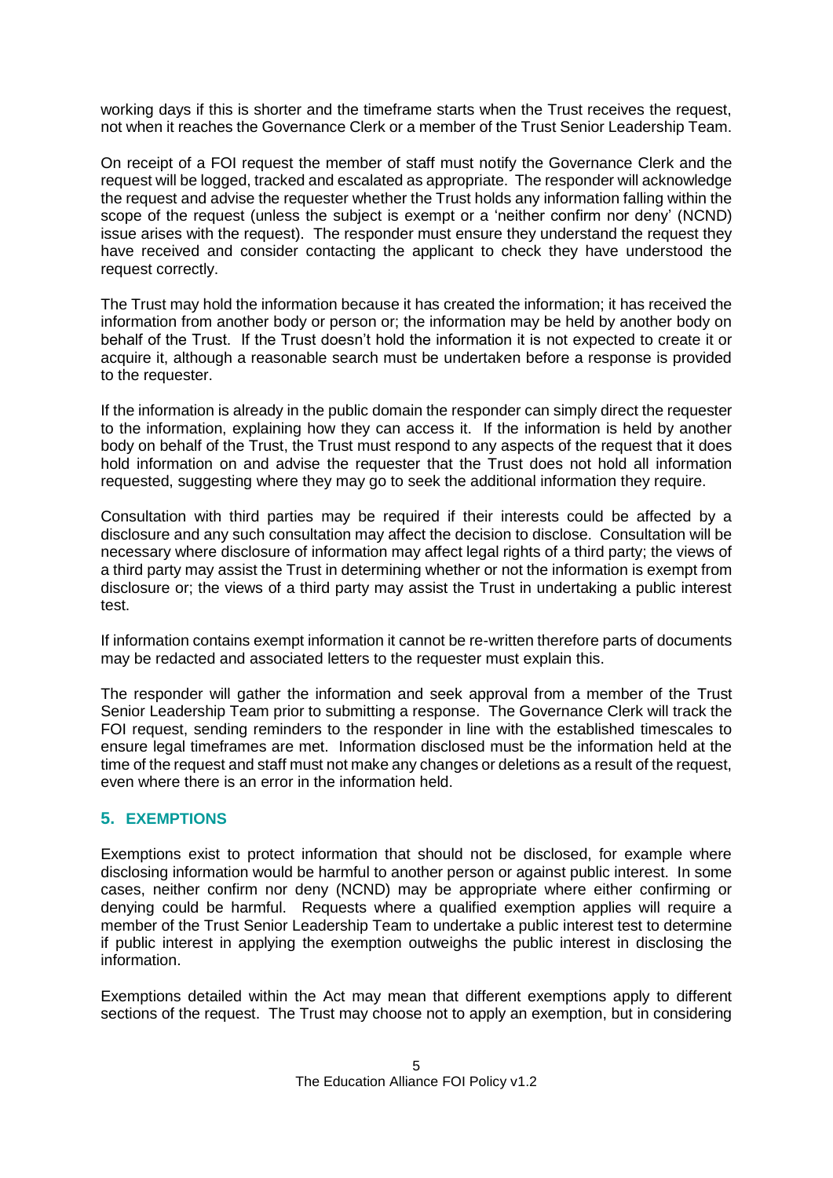working days if this is shorter and the timeframe starts when the Trust receives the request, not when it reaches the Governance Clerk or a member of the Trust Senior Leadership Team.

On receipt of a FOI request the member of staff must notify the Governance Clerk and the request will be logged, tracked and escalated as appropriate. The responder will acknowledge the request and advise the requester whether the Trust holds any information falling within the scope of the request (unless the subject is exempt or a 'neither confirm nor deny' (NCND) issue arises with the request). The responder must ensure they understand the request they have received and consider contacting the applicant to check they have understood the request correctly.

The Trust may hold the information because it has created the information; it has received the information from another body or person or; the information may be held by another body on behalf of the Trust. If the Trust doesn't hold the information it is not expected to create it or acquire it, although a reasonable search must be undertaken before a response is provided to the requester.

If the information is already in the public domain the responder can simply direct the requester to the information, explaining how they can access it. If the information is held by another body on behalf of the Trust, the Trust must respond to any aspects of the request that it does hold information on and advise the requester that the Trust does not hold all information requested, suggesting where they may go to seek the additional information they require.

Consultation with third parties may be required if their interests could be affected by a disclosure and any such consultation may affect the decision to disclose. Consultation will be necessary where disclosure of information may affect legal rights of a third party; the views of a third party may assist the Trust in determining whether or not the information is exempt from disclosure or; the views of a third party may assist the Trust in undertaking a public interest test.

If information contains exempt information it cannot be re-written therefore parts of documents may be redacted and associated letters to the requester must explain this.

The responder will gather the information and seek approval from a member of the Trust Senior Leadership Team prior to submitting a response. The Governance Clerk will track the FOI request, sending reminders to the responder in line with the established timescales to ensure legal timeframes are met. Information disclosed must be the information held at the time of the request and staff must not make any changes or deletions as a result of the request, even where there is an error in the information held.

## 5. EXEMPTIONS

Exemptions exist to protect information that should not be disclosed, for example where disclosing information would be harmful to another person or against public interest. In some cases, neither confirm nor deny (NCND) may be appropriate where either confirming or denying could be harmful. Requests where a qualified exemption applies will require a member of the Trust Senior Leadership Team to undertake a public interest test to determine if public interest in applying the exemption outweighs the public interest in disclosing the information.

Exemptions detailed within the Act may mean that different exemptions apply to different sections of the request. The Trust may choose not to apply an exemption, but in considering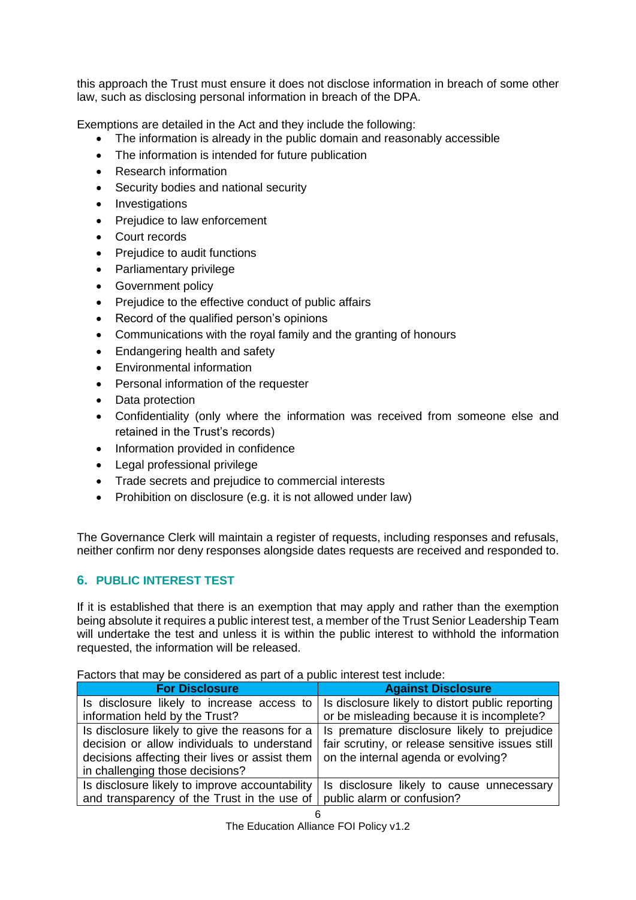this approach the Trust must ensure it does not disclose information in breach of some other law, such as disclosing personal information in breach of the DPA.

Exemptions are detailed in the Act and they include the following:

- The information is already in the public domain and reasonably accessible
- The information is intended for future publication
- Research information
- Security bodies and national security
- Investigations
- Prejudice to law enforcement
- Court records
- Prejudice to audit functions
- Parliamentary privilege
- Government policy
- Prejudice to the effective conduct of public affairs
- Record of the qualified person's opinions
- Communications with the royal family and the granting of honours
- Endangering health and safety
- Environmental information
- Personal information of the requester
- Data protection
- Confidentiality (only where the information was received from someone else and retained in the Trust's records)
- Information provided in confidence
- Legal professional privilege
- Trade secrets and prejudice to commercial interests
- Prohibition on disclosure (e.g. it is not allowed under law)

The Governance Clerk will maintain a register of requests, including responses and refusals, neither confirm nor deny responses alongside dates requests are received and responded to.

## 6. PUBLIC INTEREST TEST

If it is established that there is an exemption that may apply and rather than the exemption being absolute it requires a public interest test, a member of the Trust Senior Leadership Team will undertake the test and unless it is within the public interest to withhold the information requested, the information will be released.

Factors that may be considered as part of a public interest test include:

| For Disclosure | Against Disclosure |
|---|---|
| Is disclosure likely to increase access to information held by the Trust? | Is disclosure likely to distort public reporting or be misleading because it is incomplete? |
| Is disclosure likely to give the reasons for a decision or allow individuals to understand decisions affecting their lives or assist them in challenging those decisions? | Is premature disclosure likely to prejudice fair scrutiny, or release sensitive issues still on the internal agenda or evolving? |
| Is disclosure likely to improve accountability and transparency of the Trust in the use of | Is disclosure likely to cause unnecessary public alarm or confusion? |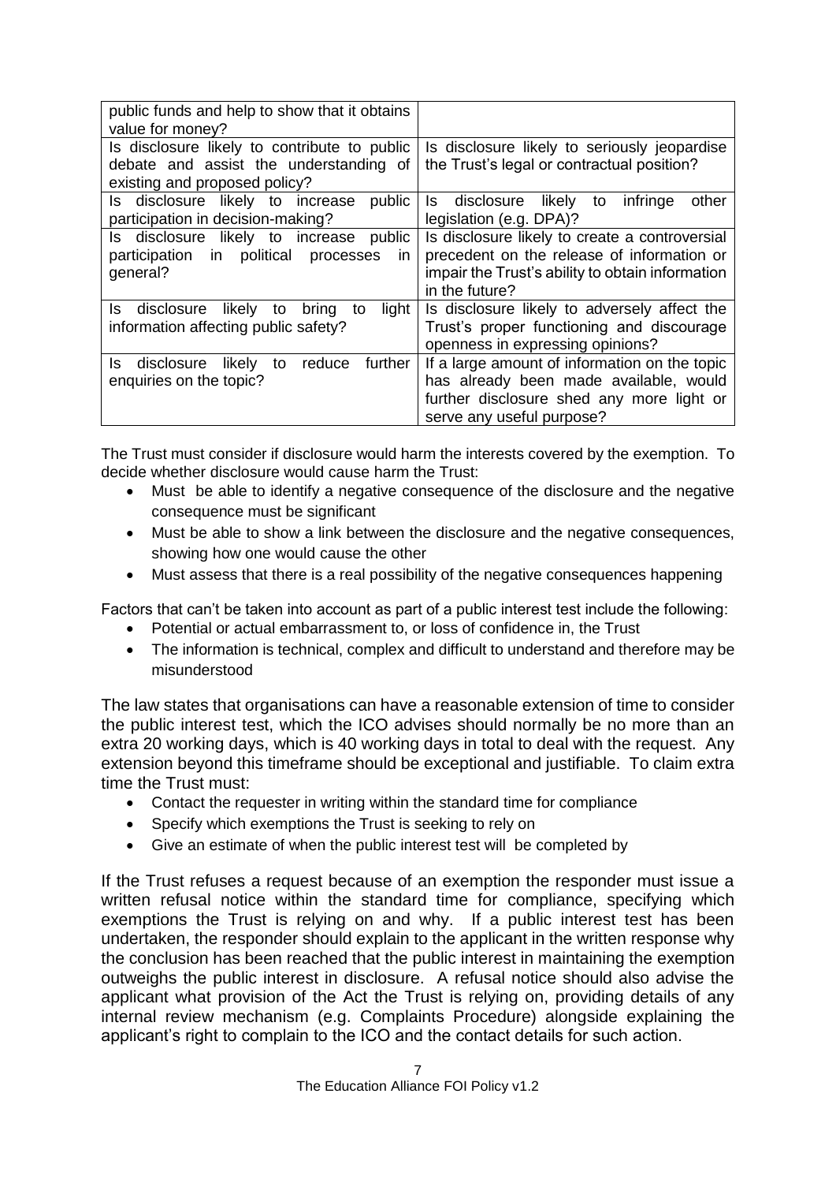| | |
|---|---|
| public funds and help to show that it obtains value for money? | |
| Is disclosure likely to contribute to public debate and assist the understanding of existing and proposed policy? | Is disclosure likely to seriously jeopardise the Trust's legal or contractual position? |
| Is disclosure likely to increase public participation in decision-making? | Is disclosure likely to infringe other legislation (e.g. DPA)? |
| Is disclosure likely to increase public participation in political processes in general? | Is disclosure likely to create a controversial precedent on the release of information or impair the Trust's ability to obtain information in the future? |
| Is disclosure likely to bring to light information affecting public safety? | Is disclosure likely to adversely affect the Trust's proper functioning and discourage openness in expressing opinions? |
| Is disclosure likely to reduce further enquiries on the topic? | If a large amount of information on the topic has already been made available, would further disclosure shed any more light or serve any useful purpose? |

The Trust must consider if disclosure would harm the interests covered by the exemption. To decide whether disclosure would cause harm the Trust:

- Must be able to identify a negative consequence of the disclosure and the negative consequence must be significant
- Must be able to show a link between the disclosure and the negative consequences, showing how one would cause the other
- Must assess that there is a real possibility of the negative consequences happening

Factors that can't be taken into account as part of a public interest test include the following:

- Potential or actual embarrassment to, or loss of confidence in, the Trust
- The information is technical, complex and difficult to understand and therefore may be misunderstood

The law states that organisations can have a reasonable extension of time to consider the public interest test, which the ICO advises should normally be no more than an extra 20 working days, which is 40 working days in total to deal with the request. Any extension beyond this timeframe should be exceptional and justifiable. To claim extra time the Trust must:

- Contact the requester in writing within the standard time for compliance
- Specify which exemptions the Trust is seeking to rely on
- Give an estimate of when the public interest test will be completed by

If the Trust refuses a request because of an exemption the responder must issue a written refusal notice within the standard time for compliance, specifying which exemptions the Trust is relying on and why. If a public interest test has been undertaken, the responder should explain to the applicant in the written response why the conclusion has been reached that the public interest in maintaining the exemption outweighs the public interest in disclosure. A refusal notice should also advise the applicant what provision of the Act the Trust is relying on, providing details of any internal review mechanism (e.g. Complaints Procedure) alongside explaining the applicant's right to complain to the ICO and the contact details for such action.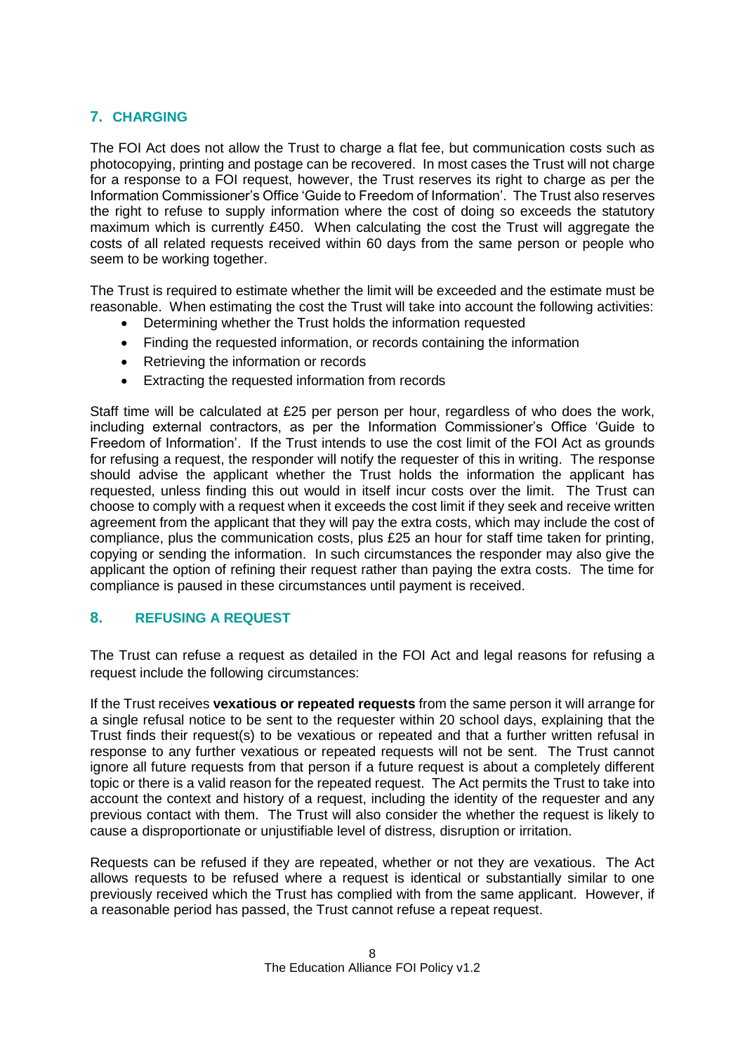## 7. CHARGING

The FOI Act does not allow the Trust to charge a flat fee, but communication costs such as photocopying, printing and postage can be recovered. In most cases the Trust will not charge for a response to a FOI request, however, the Trust reserves its right to charge as per the Information Commissioner's Office 'Guide to Freedom of Information'. The Trust also reserves the right to refuse to supply information where the cost of doing so exceeds the statutory maximum which is currently £450. When calculating the cost the Trust will aggregate the costs of all related requests received within 60 days from the same person or people who seem to be working together.

The Trust is required to estimate whether the limit will be exceeded and the estimate must be reasonable. When estimating the cost the Trust will take into account the following activities:

- Determining whether the Trust holds the information requested
- Finding the requested information, or records containing the information
- Retrieving the information or records
- Extracting the requested information from records

Staff time will be calculated at £25 per person per hour, regardless of who does the work, including external contractors, as per the Information Commissioner's Office 'Guide to Freedom of Information'. If the Trust intends to use the cost limit of the FOI Act as grounds for refusing a request, the responder will notify the requester of this in writing. The response should advise the applicant whether the Trust holds the information the applicant has requested, unless finding this out would in itself incur costs over the limit. The Trust can choose to comply with a request when it exceeds the cost limit if they seek and receive written agreement from the applicant that they will pay the extra costs, which may include the cost of compliance, plus the communication costs, plus £25 an hour for staff time taken for printing, copying or sending the information. In such circumstances the responder may also give the applicant the option of refining their request rather than paying the extra costs. The time for compliance is paused in these circumstances until payment is received.

## 8. REFUSING A REQUEST

The Trust can refuse a request as detailed in the FOI Act and legal reasons for refusing a request include the following circumstances:

If the Trust receives **vexatious or repeated requests** from the same person it will arrange for a single refusal notice to be sent to the requester within 20 school days, explaining that the Trust finds their request(s) to be vexatious or repeated and that a further written refusal in response to any further vexatious or repeated requests will not be sent. The Trust cannot ignore all future requests from that person if a future request is about a completely different topic or there is a valid reason for the repeated request. The Act permits the Trust to take into account the context and history of a request, including the identity of the requester and any previous contact with them. The Trust will also consider the whether the request is likely to cause a disproportionate or unjustifiable level of distress, disruption or irritation.

Requests can be refused if they are repeated, whether or not they are vexatious. The Act allows requests to be refused where a request is identical or substantially similar to one previously received which the Trust has complied with from the same applicant. However, if a reasonable period has passed, the Trust cannot refuse a repeat request.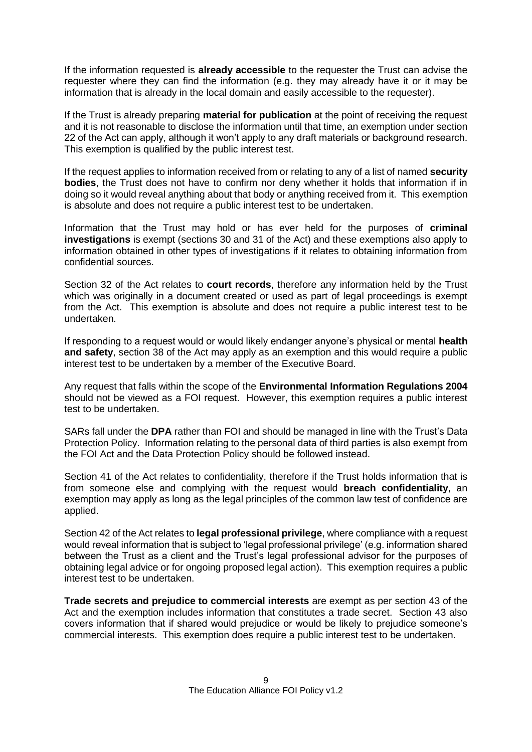If the information requested is **already accessible** to the requester the Trust can advise the requester where they can find the information (e.g. they may already have it or it may be information that is already in the local domain and easily accessible to the requester).

If the Trust is already preparing **material for publication** at the point of receiving the request and it is not reasonable to disclose the information until that time, an exemption under section 22 of the Act can apply, although it won't apply to any draft materials or background research. This exemption is qualified by the public interest test.

If the request applies to information received from or relating to any of a list of named **security bodies**, the Trust does not have to confirm nor deny whether it holds that information if in doing so it would reveal anything about that body or anything received from it. This exemption is absolute and does not require a public interest test to be undertaken.

Information that the Trust may hold or has ever held for the purposes of **criminal investigations** is exempt (sections 30 and 31 of the Act) and these exemptions also apply to information obtained in other types of investigations if it relates to obtaining information from confidential sources.

Section 32 of the Act relates to **court records**, therefore any information held by the Trust which was originally in a document created or used as part of legal proceedings is exempt from the Act. This exemption is absolute and does not require a public interest test to be undertaken.

If responding to a request would or would likely endanger anyone's physical or mental **health and safety**, section 38 of the Act may apply as an exemption and this would require a public interest test to be undertaken by a member of the Executive Board.

Any request that falls within the scope of the **Environmental Information Regulations 2004** should not be viewed as a FOI request. However, this exemption requires a public interest test to be undertaken.

SARs fall under the **DPA** rather than FOI and should be managed in line with the Trust's Data Protection Policy. Information relating to the personal data of third parties is also exempt from the FOI Act and the Data Protection Policy should be followed instead.

Section 41 of the Act relates to confidentiality, therefore if the Trust holds information that is from someone else and complying with the request would **breach confidentiality**, an exemption may apply as long as the legal principles of the common law test of confidence are applied.

Section 42 of the Act relates to **legal professional privilege**, where compliance with a request would reveal information that is subject to 'legal professional privilege' (e.g. information shared between the Trust as a client and the Trust's legal professional advisor for the purposes of obtaining legal advice or for ongoing proposed legal action). This exemption requires a public interest test to be undertaken.

**Trade secrets and prejudice to commercial interests** are exempt as per section 43 of the Act and the exemption includes information that constitutes a trade secret. Section 43 also covers information that if shared would prejudice or would be likely to prejudice someone's commercial interests. This exemption does require a public interest test to be undertaken.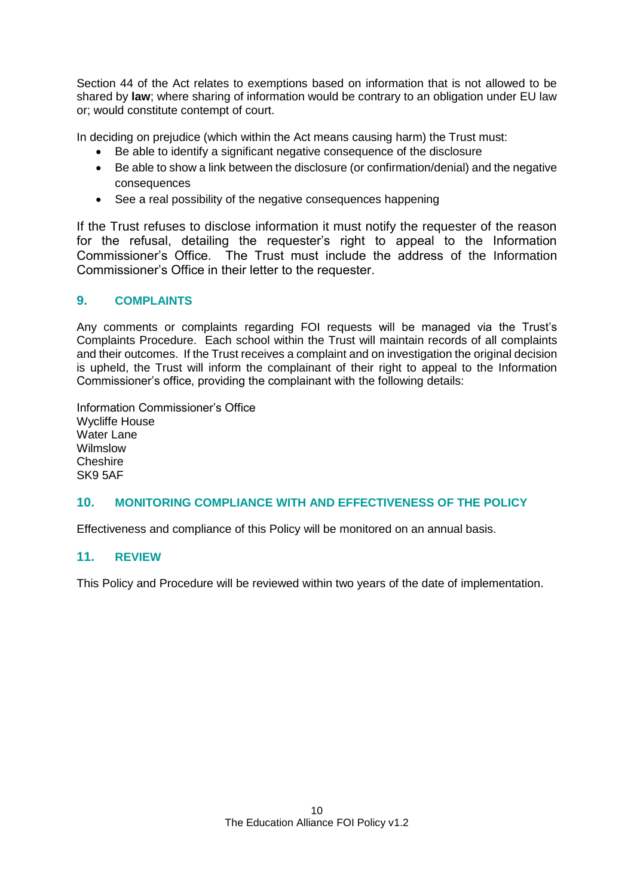Section 44 of the Act relates to exemptions based on information that is not allowed to be shared by **law**; where sharing of information would be contrary to an obligation under EU law or; would constitute contempt of court.

In deciding on prejudice (which within the Act means causing harm) the Trust must:

- Be able to identify a significant negative consequence of the disclosure
- Be able to show a link between the disclosure (or confirmation/denial) and the negative consequences
- See a real possibility of the negative consequences happening

If the Trust refuses to disclose information it must notify the requester of the reason for the refusal, detailing the requester's right to appeal to the Information Commissioner's Office. The Trust must include the address of the Information Commissioner's Office in their letter to the requester.

## 9. COMPLAINTS

Any comments or complaints regarding FOI requests will be managed via the Trust's Complaints Procedure. Each school within the Trust will maintain records of all complaints and their outcomes. If the Trust receives a complaint and on investigation the original decision is upheld, the Trust will inform the complainant of their right to appeal to the Information Commissioner's office, providing the complainant with the following details:

Information Commissioner's Office
Wycliffe House
Water Lane
Wilmslow
Cheshire
SK9 5AF

## 10. MONITORING COMPLIANCE WITH AND EFFECTIVENESS OF THE POLICY

Effectiveness and compliance of this Policy will be monitored on an annual basis.

## 11. REVIEW

This Policy and Procedure will be reviewed within two years of the date of implementation.